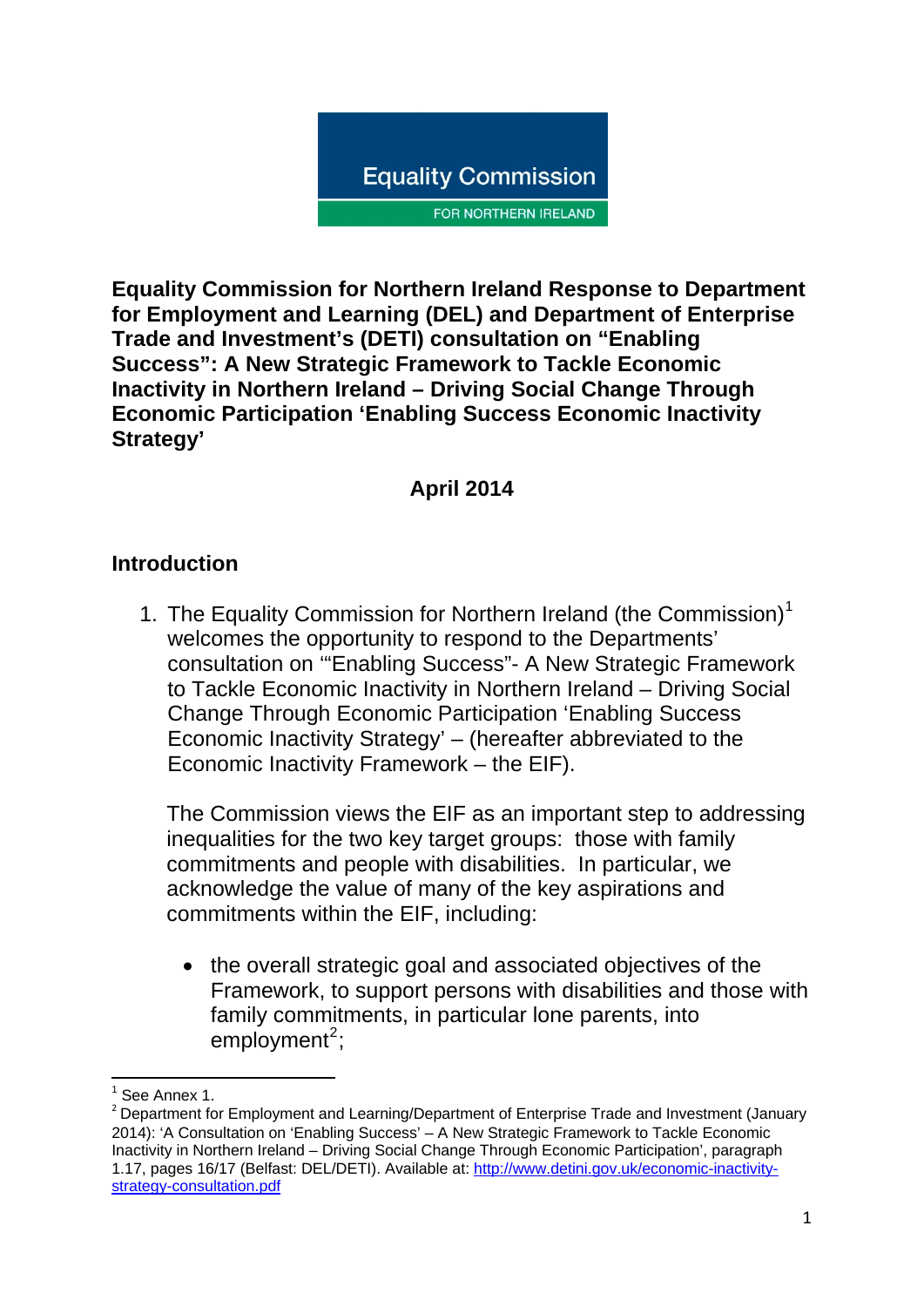Equality Commission

FOR NORTHERN IRELAND

**Equality Commission for Northern Ireland Response to Department for Employment and Learning (DEL) and Department of Enterprise Trade and Investment's (DETI) consultation on "Enabling Success": A New Strategic Framework to Tackle Economic Inactivity in Northern Ireland – Driving Social Change Through Economic Participation 'Enabling Success Economic Inactivity Strategy'**

**April 2014**

## Introduction

1. The Equality Commission for Northern Ireland (the Commission)[1] welcomes the opportunity to respond to the Departments' consultation on '"Enabling Success"- A New Strategic Framework to Tackle Economic Inactivity in Northern Ireland – Driving Social Change Through Economic Participation 'Enabling Success Economic Inactivity Strategy' – (hereafter abbreviated to the Economic Inactivity Framework – the EIF).

   The Commission views the EIF as an important step to addressing inequalities for the two key target groups: those with family commitments and people with disabilities. In particular, we acknowledge the value of many of the key aspirations and commitments within the EIF, including:

   - the overall strategic goal and associated objectives of the Framework, to support persons with disabilities and those with family commitments, in particular lone parents, into employment[2];

[1] See Annex 1.

[2] Department for Employment and Learning/Department of Enterprise Trade and Investment (January 2014): 'A Consultation on 'Enabling Success' – A New Strategic Framework to Tackle Economic Inactivity in Northern Ireland – Driving Social Change Through Economic Participation', paragraph 1.17, pages 16/17 (Belfast: DEL/DETI). Available at: http://www.detini.gov.uk/economic-inactivity-strategy-consultation.pdf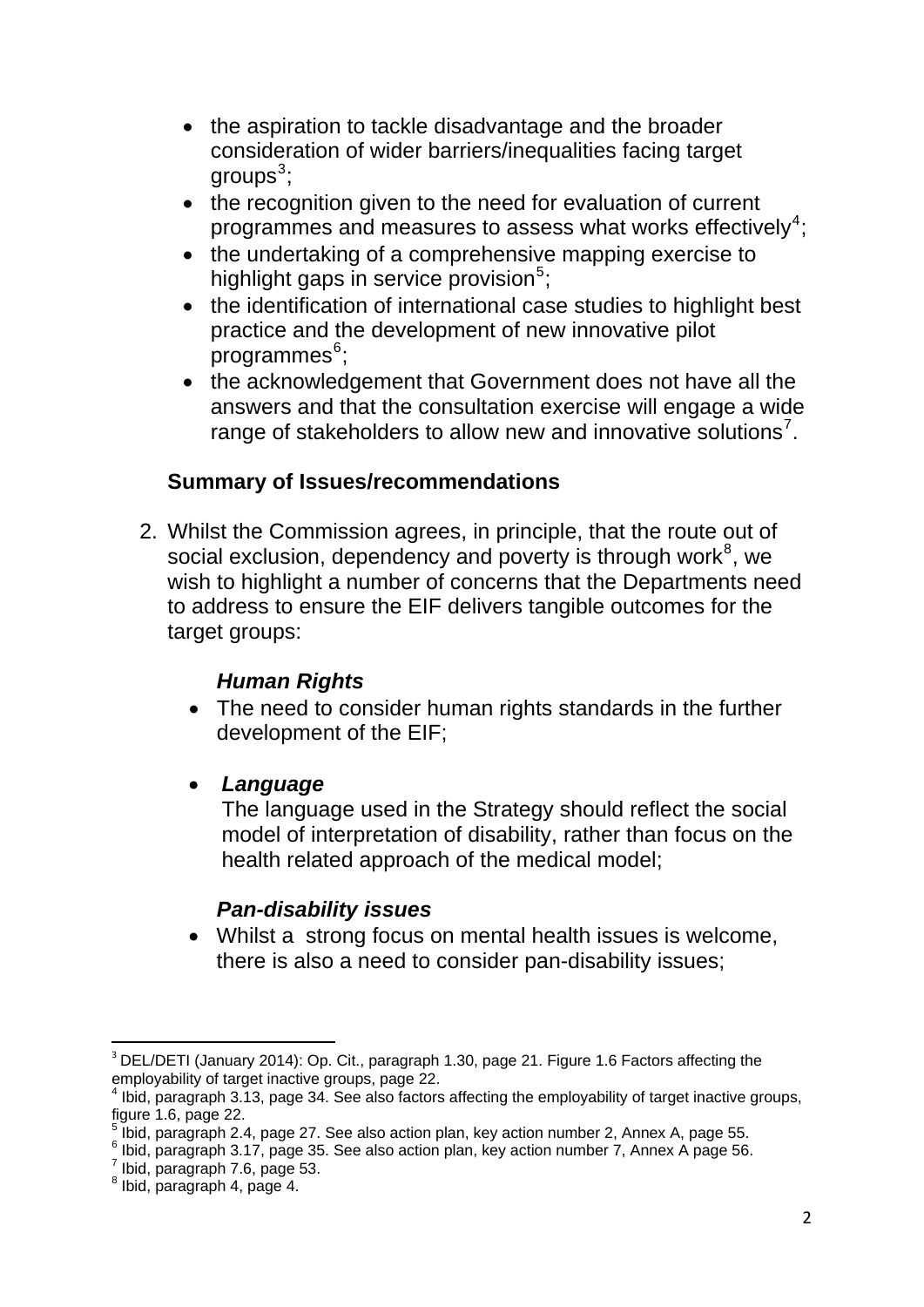- the aspiration to tackle disadvantage and the broader consideration of wider barriers/inequalities facing target groups[3];
- the recognition given to the need for evaluation of current programmes and measures to assess what works effectively[4];
- the undertaking of a comprehensive mapping exercise to highlight gaps in service provision[5];
- the identification of international case studies to highlight best practice and the development of new innovative pilot programmes[6];
- the acknowledgement that Government does not have all the answers and that the consultation exercise will engage a wide range of stakeholders to allow new and innovative solutions[7].

### Summary of Issues/recommendations

2. Whilst the Commission agrees, in principle, that the route out of social exclusion, dependency and poverty is through work[8], we wish to highlight a number of concerns that the Departments need to address to ensure the EIF delivers tangible outcomes for the target groups:

***Human Rights***

- The need to consider human rights standards in the further development of the EIF;

- ***Language***
  The language used in the Strategy should reflect the social model of interpretation of disability, rather than focus on the health related approach of the medical model;

***Pan-disability issues***

- Whilst a strong focus on mental health issues is welcome, there is also a need to consider pan-disability issues;

---

[3] DEL/DETI (January 2014): Op. Cit., paragraph 1.30, page 21. Figure 1.6 Factors affecting the employability of target inactive groups, page 22.
[4] Ibid, paragraph 3.13, page 34. See also factors affecting the employability of target inactive groups, figure 1.6, page 22.
[5] Ibid, paragraph 2.4, page 27. See also action plan, key action number 2, Annex A, page 55.
[6] Ibid, paragraph 3.17, page 35. See also action plan, key action number 7, Annex A page 56.
[7] Ibid, paragraph 7.6, page 53.
[8] Ibid, paragraph 4, page 4.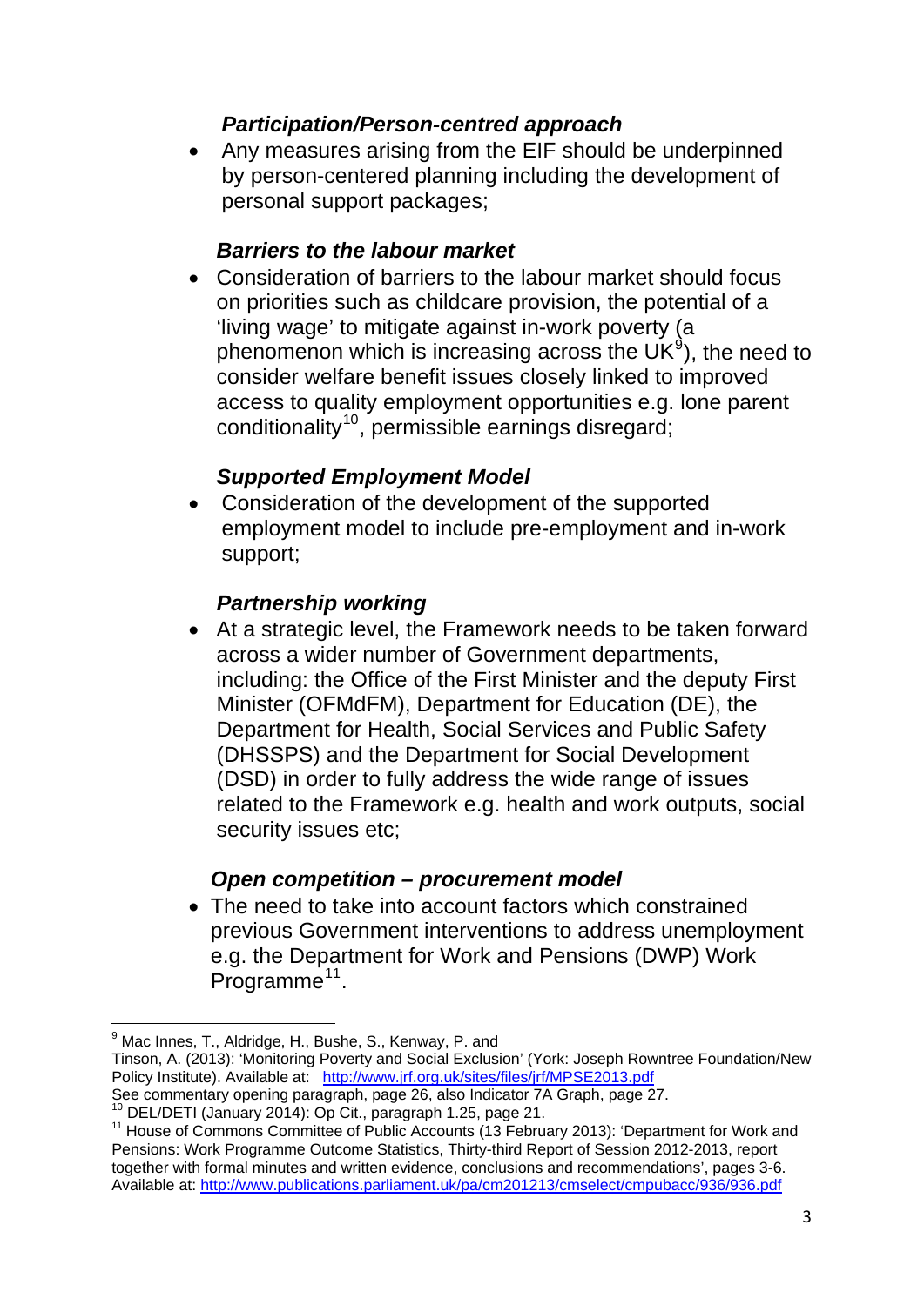***Participation/Person-centred approach***

- Any measures arising from the EIF should be underpinned by person-centered planning including the development of personal support packages;

***Barriers to the labour market***

- Consideration of barriers to the labour market should focus on priorities such as childcare provision, the potential of a 'living wage' to mitigate against in-work poverty (a phenomenon which is increasing across the UK[9]), the need to consider welfare benefit issues closely linked to improved access to quality employment opportunities e.g. lone parent conditionality[10], permissible earnings disregard;

***Supported Employment Model***

- Consideration of the development of the supported employment model to include pre-employment and in-work support;

***Partnership working***

- At a strategic level, the Framework needs to be taken forward across a wider number of Government departments, including: the Office of the First Minister and the deputy First Minister (OFMdFM), Department for Education (DE), the Department for Health, Social Services and Public Safety (DHSSPS) and the Department for Social Development (DSD) in order to fully address the wide range of issues related to the Framework e.g. health and work outputs, social security issues etc;

***Open competition – procurement model***

- The need to take into account factors which constrained previous Government interventions to address unemployment e.g. the Department for Work and Pensions (DWP) Work Programme[11].

---

[9] Mac Innes, T., Aldridge, H., Bushe, S., Kenway, P. and Tinson, A. (2013): 'Monitoring Poverty and Social Exclusion' (York: Joseph Rowntree Foundation/New Policy Institute). Available at: http://www.jrf.org.uk/sites/files/jrf/MPSE2013.pdf
See commentary opening paragraph, page 26, also Indicator 7A Graph, page 27.

[10] DEL/DETI (January 2014): Op Cit., paragraph 1.25, page 21.

[11] House of Commons Committee of Public Accounts (13 February 2013): 'Department for Work and Pensions: Work Programme Outcome Statistics, Thirty-third Report of Session 2012-2013, report together with formal minutes and written evidence, conclusions and recommendations', pages 3-6. Available at: http://www.publications.parliament.uk/pa/cm201213/cmselect/cmpubacc/936/936.pdf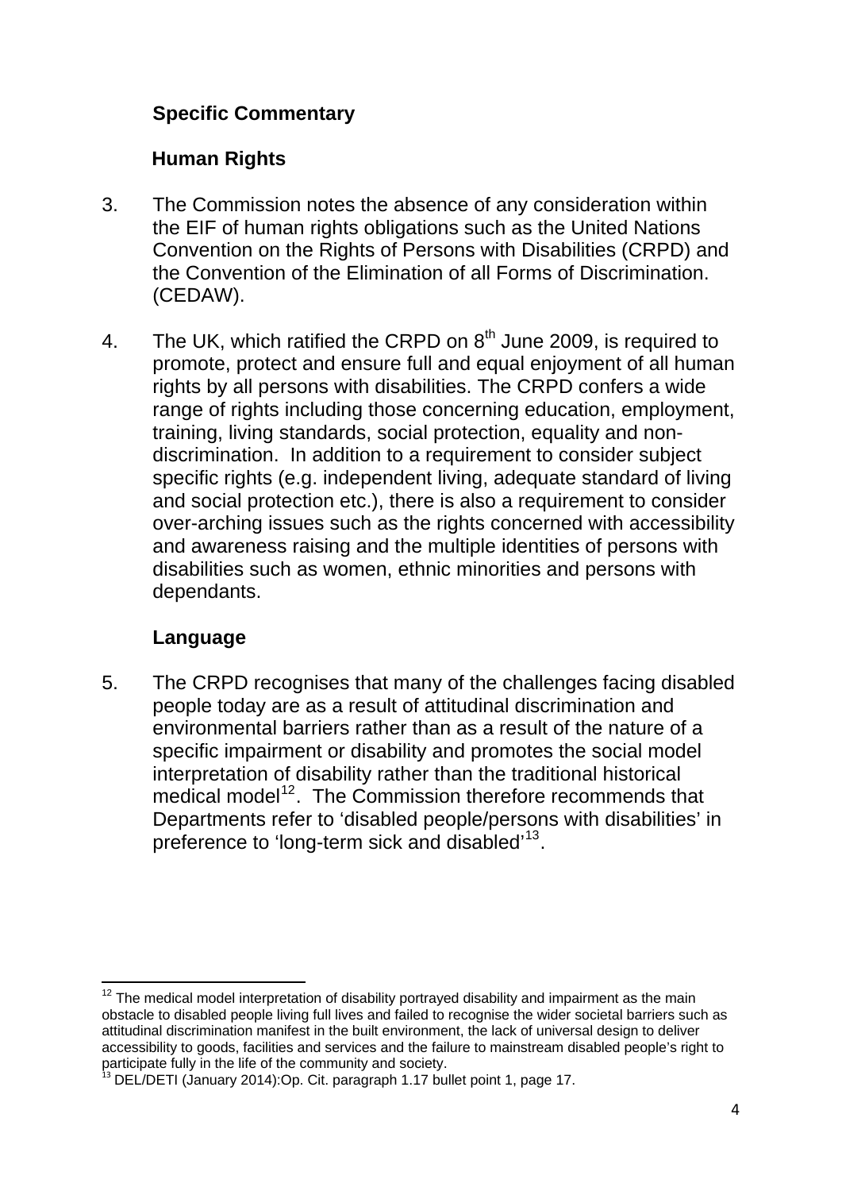## Specific Commentary

### Human Rights

3. The Commission notes the absence of any consideration within the EIF of human rights obligations such as the United Nations Convention on the Rights of Persons with Disabilities (CRPD) and the Convention of the Elimination of all Forms of Discrimination. (CEDAW).

4. The UK, which ratified the CRPD on 8th June 2009, is required to promote, protect and ensure full and equal enjoyment of all human rights by all persons with disabilities. The CRPD confers a wide range of rights including those concerning education, employment, training, living standards, social protection, equality and non-discrimination. In addition to a requirement to consider subject specific rights (e.g. independent living, adequate standard of living and social protection etc.), there is also a requirement to consider over-arching issues such as the rights concerned with accessibility and awareness raising and the multiple identities of persons with disabilities such as women, ethnic minorities and persons with dependants.

### Language

5. The CRPD recognises that many of the challenges facing disabled people today are as a result of attitudinal discrimination and environmental barriers rather than as a result of the nature of a specific impairment or disability and promotes the social model interpretation of disability rather than the traditional historical medical model[12]. The Commission therefore recommends that Departments refer to 'disabled people/persons with disabilities' in preference to 'long-term sick and disabled'[13].

---

[12] The medical model interpretation of disability portrayed disability and impairment as the main obstacle to disabled people living full lives and failed to recognise the wider societal barriers such as attitudinal discrimination manifest in the built environment, the lack of universal design to deliver accessibility to goods, facilities and services and the failure to mainstream disabled people's right to participate fully in the life of the community and society.

[13] DEL/DETI (January 2014):Op. Cit. paragraph 1.17 bullet point 1, page 17.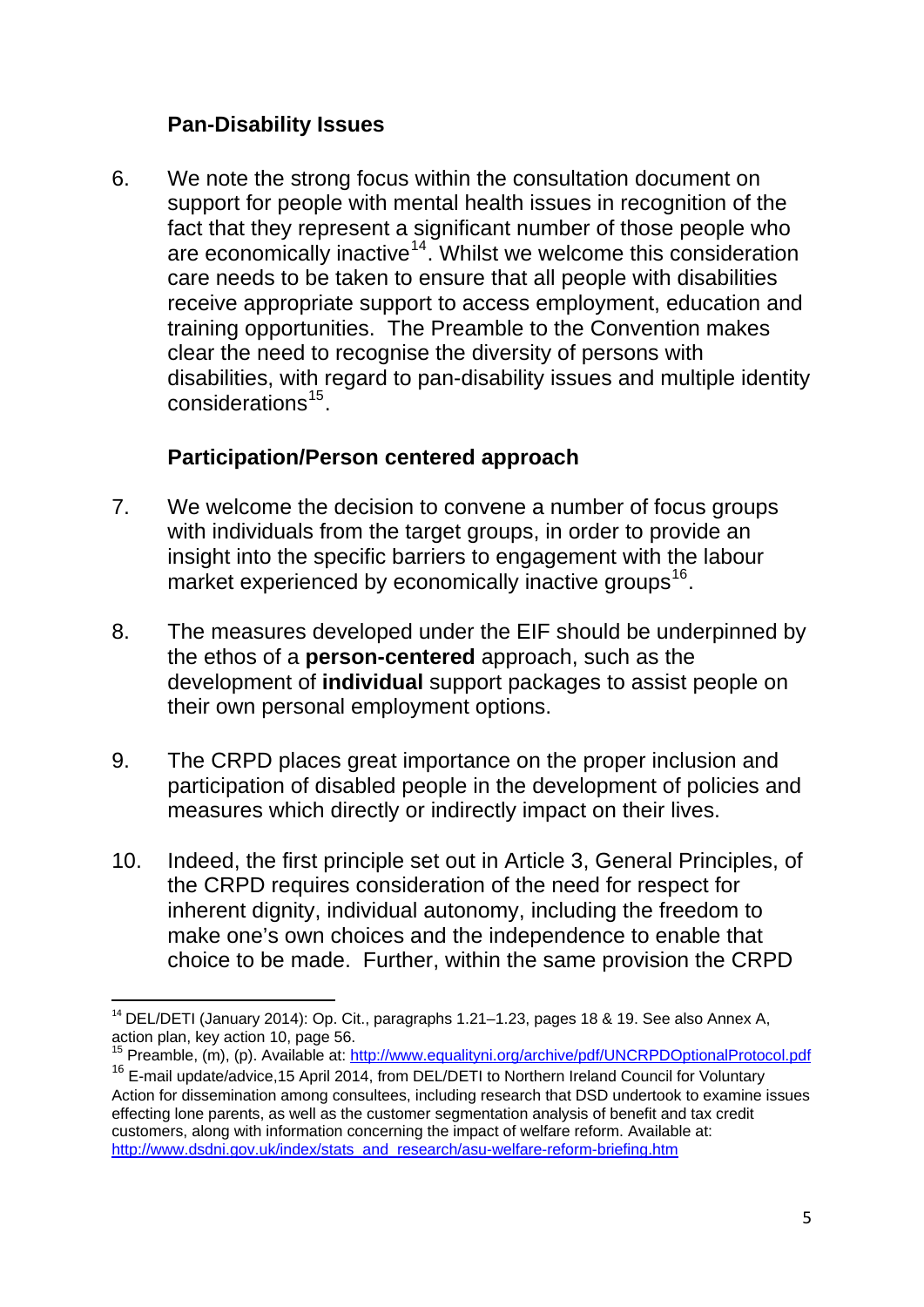## Pan-Disability Issues

6. We note the strong focus within the consultation document on support for people with mental health issues in recognition of the fact that they represent a significant number of those people who are economically inactive[14]. Whilst we welcome this consideration care needs to be taken to ensure that all people with disabilities receive appropriate support to access employment, education and training opportunities. The Preamble to the Convention makes clear the need to recognise the diversity of persons with disabilities, with regard to pan-disability issues and multiple identity considerations[15].

## Participation/Person centered approach

7. We welcome the decision to convene a number of focus groups with individuals from the target groups, in order to provide an insight into the specific barriers to engagement with the labour market experienced by economically inactive groups[16].

8. The measures developed under the EIF should be underpinned by the ethos of a **person-centered** approach, such as the development of **individual** support packages to assist people on their own personal employment options.

9. The CRPD places great importance on the proper inclusion and participation of disabled people in the development of policies and measures which directly or indirectly impact on their lives.

10. Indeed, the first principle set out in Article 3, General Principles, of the CRPD requires consideration of the need for respect for inherent dignity, individual autonomy, including the freedom to make one's own choices and the independence to enable that choice to be made. Further, within the same provision the CRPD

---

[14] DEL/DETI (January 2014): Op. Cit., paragraphs 1.21–1.23, pages 18 & 19. See also Annex A, action plan, key action 10, page 56.

[15] Preamble, (m), (p). Available at: http://www.equalityni.org/archive/pdf/UNCRPDOptionalProtocol.pdf

[16] E-mail update/advice,15 April 2014, from DEL/DETI to Northern Ireland Council for Voluntary Action for dissemination among consultees, including research that DSD undertook to examine issues effecting lone parents, as well as the customer segmentation analysis of benefit and tax credit customers, along with information concerning the impact of welfare reform. Available at: http://www.dsdni.gov.uk/index/stats_and_research/asu-welfare-reform-briefing.htm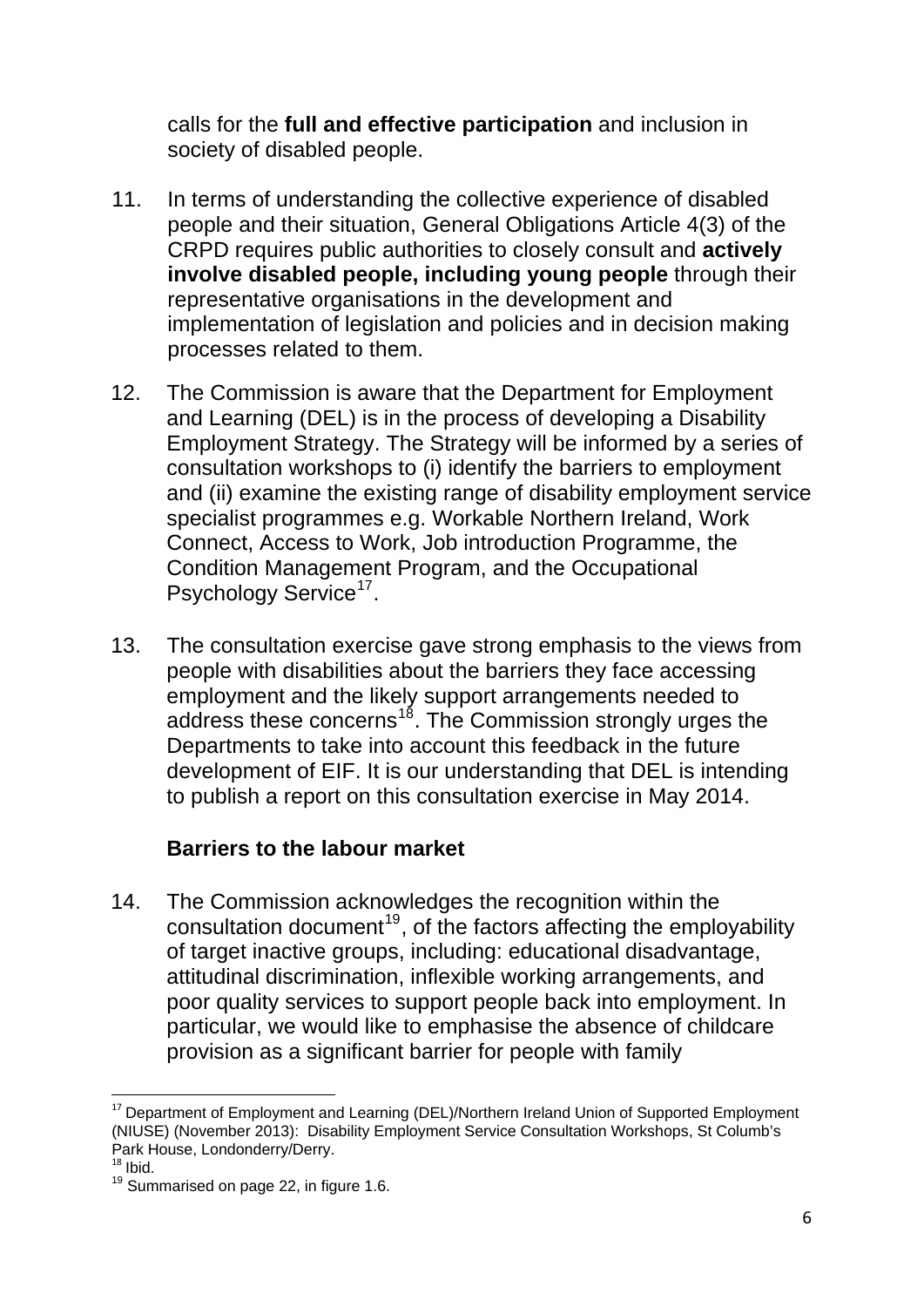calls for the **full and effective participation** and inclusion in society of disabled people.

11. In terms of understanding the collective experience of disabled people and their situation, General Obligations Article 4(3) of the CRPD requires public authorities to closely consult and **actively involve disabled people, including young people** through their representative organisations in the development and implementation of legislation and policies and in decision making processes related to them.

12. The Commission is aware that the Department for Employment and Learning (DEL) is in the process of developing a Disability Employment Strategy. The Strategy will be informed by a series of consultation workshops to (i) identify the barriers to employment and (ii) examine the existing range of disability employment service specialist programmes e.g. Workable Northern Ireland, Work Connect, Access to Work, Job introduction Programme, the Condition Management Program, and the Occupational Psychology Service[17].

13. The consultation exercise gave strong emphasis to the views from people with disabilities about the barriers they face accessing employment and the likely support arrangements needed to address these concerns[18]. The Commission strongly urges the Departments to take into account this feedback in the future development of EIF. It is our understanding that DEL is intending to publish a report on this consultation exercise in May 2014.

### Barriers to the labour market

14. The Commission acknowledges the recognition within the consultation document[19], of the factors affecting the employability of target inactive groups, including: educational disadvantage, attitudinal discrimination, inflexible working arrangements, and poor quality services to support people back into employment. In particular, we would like to emphasise the absence of childcare provision as a significant barrier for people with family

---

[17] Department of Employment and Learning (DEL)/Northern Ireland Union of Supported Employment (NIUSE) (November 2013): Disability Employment Service Consultation Workshops, St Columb's Park House, Londonderry/Derry.

[18] Ibid.

[19] Summarised on page 22, in figure 1.6.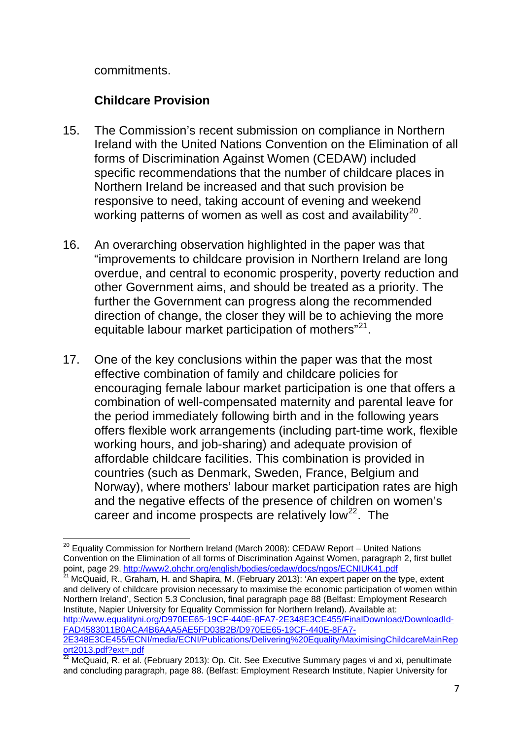commitments.

## Childcare Provision

15. The Commission's recent submission on compliance in Northern Ireland with the United Nations Convention on the Elimination of all forms of Discrimination Against Women (CEDAW) included specific recommendations that the number of childcare places in Northern Ireland be increased and that such provision be responsive to need, taking account of evening and weekend working patterns of women as well as cost and availability[20].

16. An overarching observation highlighted in the paper was that "improvements to childcare provision in Northern Ireland are long overdue, and central to economic prosperity, poverty reduction and other Government aims, and should be treated as a priority. The further the Government can progress along the recommended direction of change, the closer they will be to achieving the more equitable labour market participation of mothers"[21].

17. One of the key conclusions within the paper was that the most effective combination of family and childcare policies for encouraging female labour market participation is one that offers a combination of well-compensated maternity and parental leave for the period immediately following birth and in the following years offers flexible work arrangements (including part-time work, flexible working hours, and job-sharing) and adequate provision of affordable childcare facilities. This combination is provided in countries (such as Denmark, Sweden, France, Belgium and Norway), where mothers' labour market participation rates are high and the negative effects of the presence of children on women's career and income prospects are relatively low[22]. The

---

[20] Equality Commission for Northern Ireland (March 2008): CEDAW Report – United Nations Convention on the Elimination of all forms of Discrimination Against Women, paragraph 2, first bullet point, page 29. http://www2.ohchr.org/english/bodies/cedaw/docs/ngos/ECNIUK41.pdf

[21] McQuaid, R., Graham, H. and Shapira, M. (February 2013): 'An expert paper on the type, extent and delivery of childcare provision necessary to maximise the economic participation of women within Northern Ireland', Section 5.3 Conclusion, final paragraph page 88 (Belfast: Employment Research Institute, Napier University for Equality Commission for Northern Ireland). Available at: http://www.equalityni.org/D970EE65-19CF-440E-8FA7-2E348E3CE455/FinalDownload/DownloadId-FAD4583011B0ACA4B6AAA5AE5FD03B2B/D970EE65-19CF-440E-8FA7-2E348E3CE455/ECNI/media/ECNI/Publications/Delivering%20Equality/MaximisingChildcareMainReport2013.pdf?ext=.pdf

[22] McQuaid, R. et al. (February 2013): Op. Cit. See Executive Summary pages vi and xi, penultimate and concluding paragraph, page 88. (Belfast: Employment Research Institute, Napier University for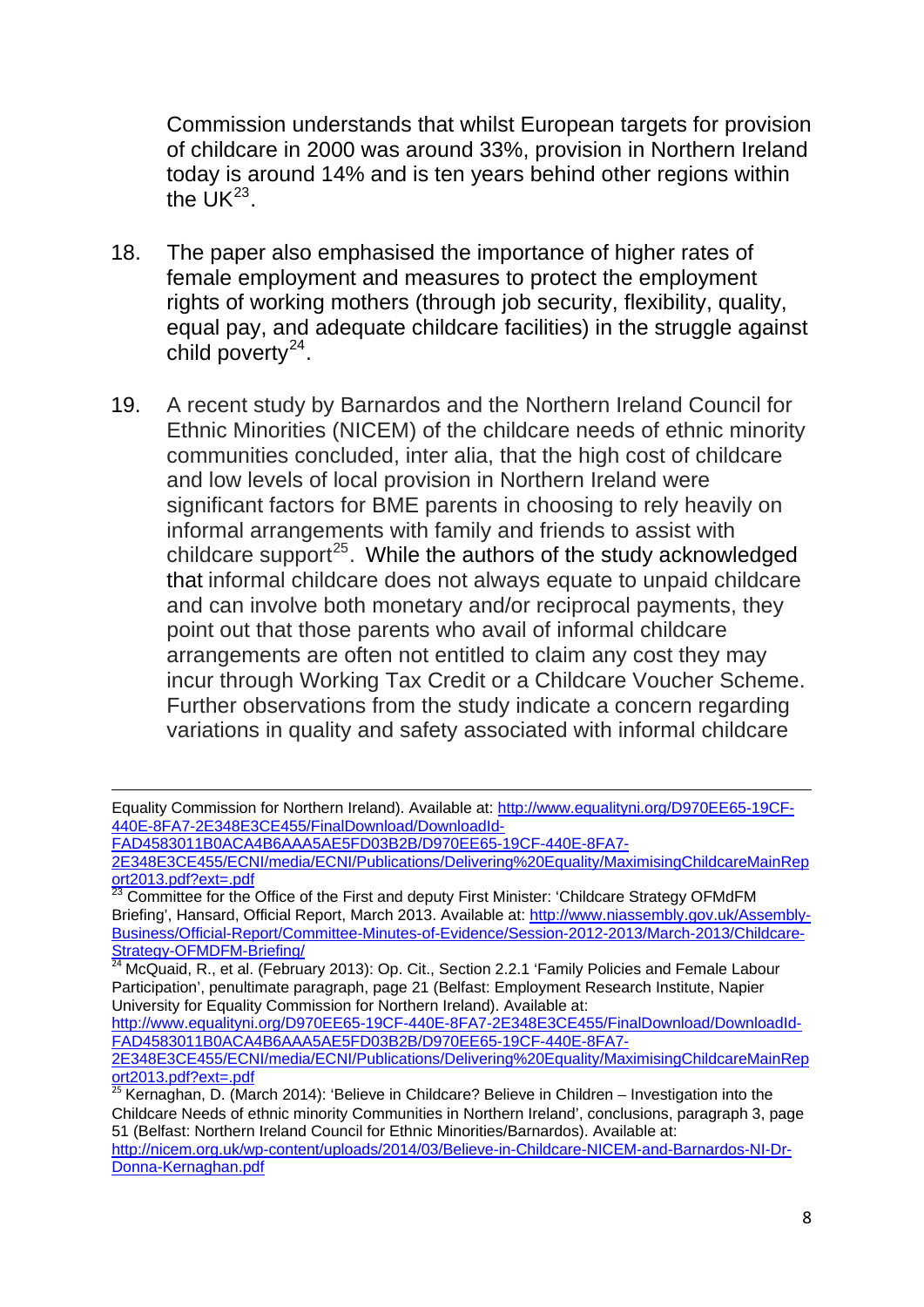Commission understands that whilst European targets for provision of childcare in 2000 was around 33%, provision in Northern Ireland today is around 14% and is ten years behind other regions within the UK[23].

18. The paper also emphasised the importance of higher rates of female employment and measures to protect the employment rights of working mothers (through job security, flexibility, quality, equal pay, and adequate childcare facilities) in the struggle against child poverty[24].

19. A recent study by Barnardos and the Northern Ireland Council for Ethnic Minorities (NICEM) of the childcare needs of ethnic minority communities concluded, inter alia, that the high cost of childcare and low levels of local provision in Northern Ireland were significant factors for BME parents in choosing to rely heavily on informal arrangements with family and friends to assist with childcare support[25]. While the authors of the study acknowledged that informal childcare does not always equate to unpaid childcare and can involve both monetary and/or reciprocal payments, they point out that those parents who avail of informal childcare arrangements are often not entitled to claim any cost they may incur through Working Tax Credit or a Childcare Voucher Scheme. Further observations from the study indicate a concern regarding variations in quality and safety associated with informal childcare

---

Equality Commission for Northern Ireland). Available at: http://www.equalityni.org/D970EE65-19CF-440E-8FA7-2E348E3CE455/FinalDownload/DownloadId-FAD4583011B0ACA4B6AAA5AE5FD03B2B/D970EE65-19CF-440E-8FA7-2E348E3CE455/ECNI/media/ECNI/Publications/Delivering%20Equality/MaximisingChildcareMainReport2013.pdf?ext=.pdf

[23] Committee for the Office of the First and deputy First Minister: 'Childcare Strategy OFMdFM Briefing', Hansard, Official Report, March 2013. Available at: http://www.niassembly.gov.uk/Assembly-Business/Official-Report/Committee-Minutes-of-Evidence/Session-2012-2013/March-2013/Childcare-Strategy-OFMDFM-Briefing/

[24] McQuaid, R., et al. (February 2013): Op. Cit., Section 2.2.1 'Family Policies and Female Labour Participation', penultimate paragraph, page 21 (Belfast: Employment Research Institute, Napier University for Equality Commission for Northern Ireland). Available at: http://www.equalityni.org/D970EE65-19CF-440E-8FA7-2E348E3CE455/FinalDownload/DownloadId-FAD4583011B0ACA4B6AAA5AE5FD03B2B/D970EE65-19CF-440E-8FA7-2E348E3CE455/ECNI/media/ECNI/Publications/Delivering%20Equality/MaximisingChildcareMainReport2013.pdf?ext=.pdf

[25] Kernaghan, D. (March 2014): 'Believe in Childcare? Believe in Children – Investigation into the Childcare Needs of ethnic minority Communities in Northern Ireland', conclusions, paragraph 3, page 51 (Belfast: Northern Ireland Council for Ethnic Minorities/Barnardos). Available at: http://nicem.org.uk/wp-content/uploads/2014/03/Believe-in-Childcare-NICEM-and-Barnardos-NI-Dr-Donna-Kernaghan.pdf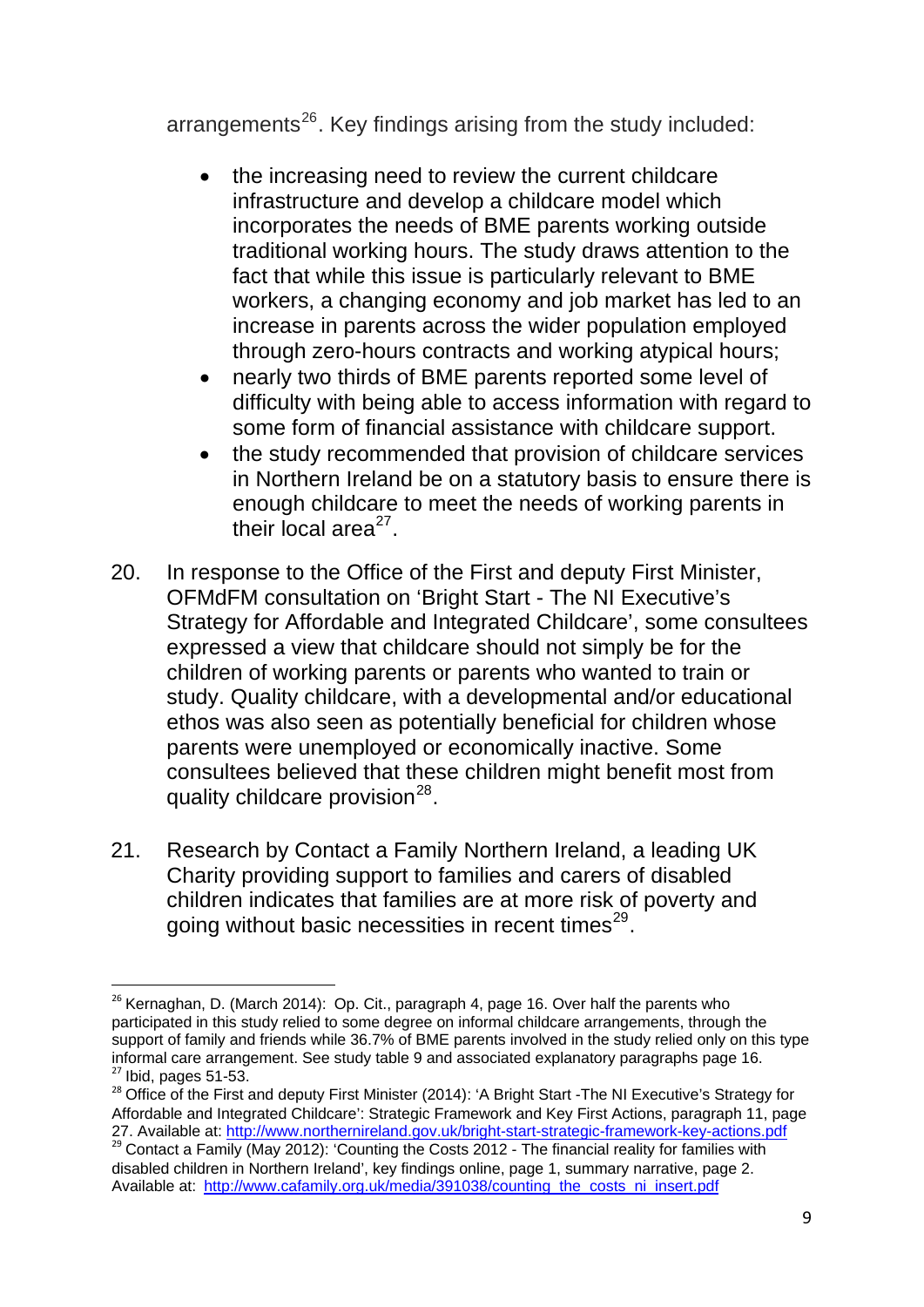arrangements[26]. Key findings arising from the study included:

- the increasing need to review the current childcare infrastructure and develop a childcare model which incorporates the needs of BME parents working outside traditional working hours. The study draws attention to the fact that while this issue is particularly relevant to BME workers, a changing economy and job market has led to an increase in parents across the wider population employed through zero-hours contracts and working atypical hours;
- nearly two thirds of BME parents reported some level of difficulty with being able to access information with regard to some form of financial assistance with childcare support.
- the study recommended that provision of childcare services in Northern Ireland be on a statutory basis to ensure there is enough childcare to meet the needs of working parents in their local area[27].

20. In response to the Office of the First and deputy First Minister, OFMdFM consultation on 'Bright Start - The NI Executive's Strategy for Affordable and Integrated Childcare', some consultees expressed a view that childcare should not simply be for the children of working parents or parents who wanted to train or study. Quality childcare, with a developmental and/or educational ethos was also seen as potentially beneficial for children whose parents were unemployed or economically inactive. Some consultees believed that these children might benefit most from quality childcare provision[28].

21. Research by Contact a Family Northern Ireland, a leading UK Charity providing support to families and carers of disabled children indicates that families are at more risk of poverty and going without basic necessities in recent times[29].

---

[26] Kernaghan, D. (March 2014): Op. Cit., paragraph 4, page 16. Over half the parents who participated in this study relied to some degree on informal childcare arrangements, through the support of family and friends while 36.7% of BME parents involved in the study relied only on this type informal care arrangement. See study table 9 and associated explanatory paragraphs page 16.

[27] Ibid, pages 51-53.

[28] Office of the First and deputy First Minister (2014): 'A Bright Start -The NI Executive's Strategy for Affordable and Integrated Childcare': Strategic Framework and Key First Actions, paragraph 11, page 27. Available at: http://www.northernireland.gov.uk/bright-start-strategic-framework-key-actions.pdf

[29] Contact a Family (May 2012): 'Counting the Costs 2012 - The financial reality for families with disabled children in Northern Ireland', key findings online, page 1, summary narrative, page 2. Available at: http://www.cafamily.org.uk/media/391038/counting_the_costs_ni_insert.pdf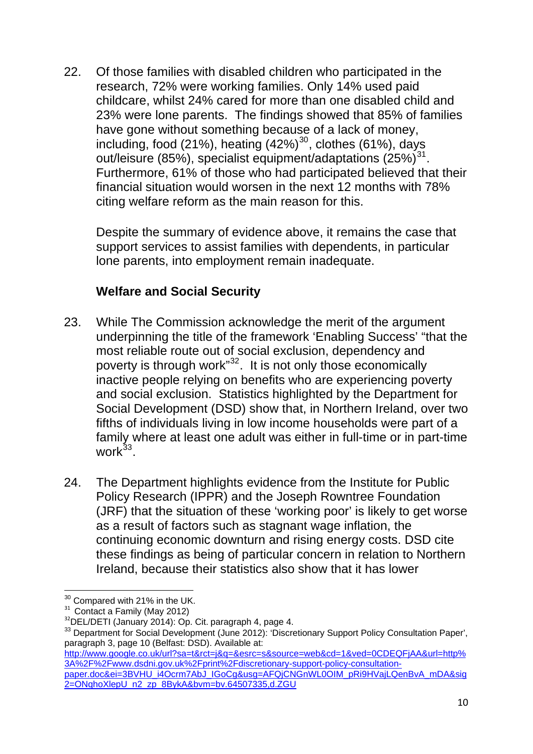22. Of those families with disabled children who participated in the research, 72% were working families. Only 14% used paid childcare, whilst 24% cared for more than one disabled child and 23% were lone parents. The findings showed that 85% of families have gone without something because of a lack of money, including, food (21%), heating (42%)[30], clothes (61%), days out/leisure (85%), specialist equipment/adaptations (25%)[31]. Furthermore, 61% of those who had participated believed that their financial situation would worsen in the next 12 months with 78% citing welfare reform as the main reason for this.

    Despite the summary of evidence above, it remains the case that support services to assist families with dependents, in particular lone parents, into employment remain inadequate.

### Welfare and Social Security

23. While The Commission acknowledge the merit of the argument underpinning the title of the framework 'Enabling Success' "that the most reliable route out of social exclusion, dependency and poverty is through work"[32]. It is not only those economically inactive people relying on benefits who are experiencing poverty and social exclusion. Statistics highlighted by the Department for Social Development (DSD) show that, in Northern Ireland, over two fifths of individuals living in low income households were part of a family where at least one adult was either in full-time or in part-time work[33].

24. The Department highlights evidence from the Institute for Public Policy Research (IPPR) and the Joseph Rowntree Foundation (JRF) that the situation of these 'working poor' is likely to get worse as a result of factors such as stagnant wage inflation, the continuing economic downturn and rising energy costs. DSD cite these findings as being of particular concern in relation to Northern Ireland, because their statistics also show that it has lower

---

[30] Compared with 21% in the UK.

[31] Contact a Family (May 2012)

[32] DEL/DETI (January 2014): Op. Cit. paragraph 4, page 4.

[33] Department for Social Development (June 2012): 'Discretionary Support Policy Consultation Paper', paragraph 3, page 10 (Belfast: DSD). Available at: http://www.google.co.uk/url?sa=t&rct=j&q=&esrc=s&source=web&cd=1&ved=0CDEQFjAA&url=http%3A%2F%2Fwww.dsdni.gov.uk%2Fprint%2Fdiscretionary-support-policy-consultation-paper.doc&ei=3BVHU_i4Ocrm7AbJ_IGoCg&usg=AFQjCNGnWL0OIM_pRi9HVajLQenBvA_mDA&sig2=ONqhoXlepU_n2_zp_8BykA&bvm=bv.64507335,d.ZGU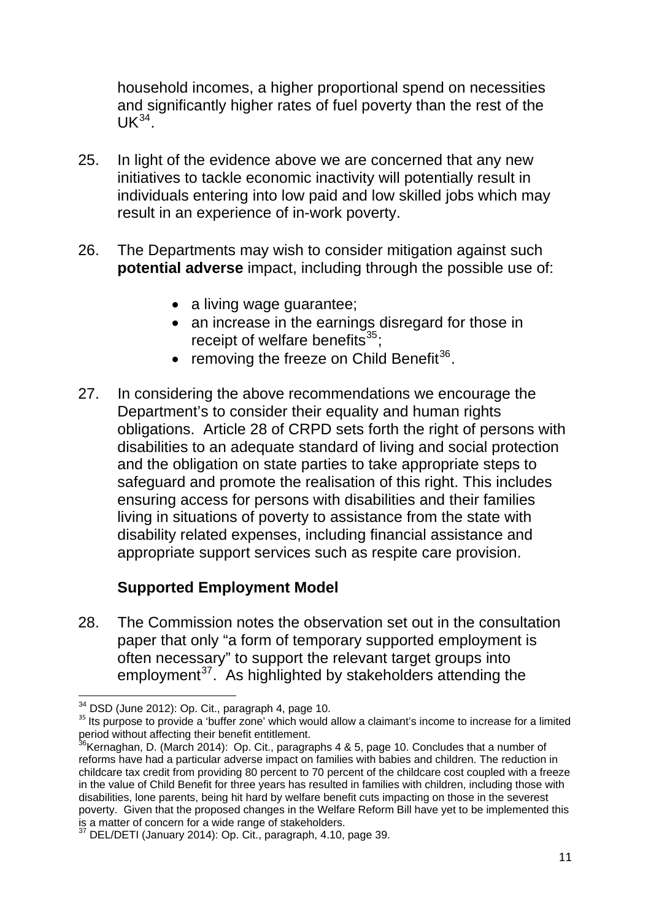household incomes, a higher proportional spend on necessities and significantly higher rates of fuel poverty than the rest of the UK[34].

25. In light of the evidence above we are concerned that any new initiatives to tackle economic inactivity will potentially result in individuals entering into low paid and low skilled jobs which may result in an experience of in-work poverty.

26. The Departments may wish to consider mitigation against such **potential adverse** impact, including through the possible use of:

    - a living wage guarantee;
    - an increase in the earnings disregard for those in receipt of welfare benefits[35];
    - removing the freeze on Child Benefit[36].

27. In considering the above recommendations we encourage the Department's to consider their equality and human rights obligations. Article 28 of CRPD sets forth the right of persons with disabilities to an adequate standard of living and social protection and the obligation on state parties to take appropriate steps to safeguard and promote the realisation of this right. This includes ensuring access for persons with disabilities and their families living in situations of poverty to assistance from the state with disability related expenses, including financial assistance and appropriate support services such as respite care provision.

### Supported Employment Model

28. The Commission notes the observation set out in the consultation paper that only "a form of temporary supported employment is often necessary" to support the relevant target groups into employment[37]. As highlighted by stakeholders attending the

---

[34] DSD (June 2012): Op. Cit., paragraph 4, page 10.

[35] Its purpose to provide a 'buffer zone' which would allow a claimant's income to increase for a limited period without affecting their benefit entitlement.

[36] Kernaghan, D. (March 2014): Op. Cit., paragraphs 4 & 5, page 10. Concludes that a number of reforms have had a particular adverse impact on families with babies and children. The reduction in childcare tax credit from providing 80 percent to 70 percent of the childcare cost coupled with a freeze in the value of Child Benefit for three years has resulted in families with children, including those with disabilities, lone parents, being hit hard by welfare benefit cuts impacting on those in the severest poverty. Given that the proposed changes in the Welfare Reform Bill have yet to be implemented this is a matter of concern for a wide range of stakeholders.

[37] DEL/DETI (January 2014): Op. Cit., paragraph, 4.10, page 39.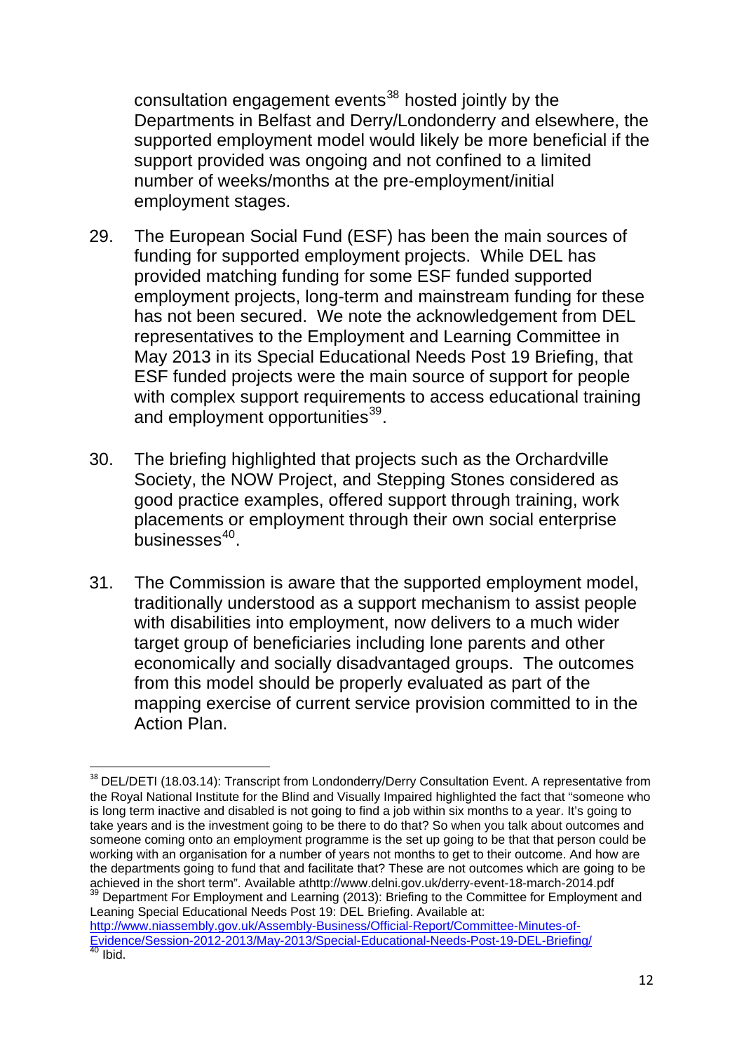consultation engagement events[38] hosted jointly by the Departments in Belfast and Derry/Londonderry and elsewhere, the supported employment model would likely be more beneficial if the support provided was ongoing and not confined to a limited number of weeks/months at the pre-employment/initial employment stages.

29. The European Social Fund (ESF) has been the main sources of funding for supported employment projects. While DEL has provided matching funding for some ESF funded supported employment projects, long-term and mainstream funding for these has not been secured. We note the acknowledgement from DEL representatives to the Employment and Learning Committee in May 2013 in its Special Educational Needs Post 19 Briefing, that ESF funded projects were the main source of support for people with complex support requirements to access educational training and employment opportunities[39].

30. The briefing highlighted that projects such as the Orchardville Society, the NOW Project, and Stepping Stones considered as good practice examples, offered support through training, work placements or employment through their own social enterprise businesses[40].

31. The Commission is aware that the supported employment model, traditionally understood as a support mechanism to assist people with disabilities into employment, now delivers to a much wider target group of beneficiaries including lone parents and other economically and socially disadvantaged groups. The outcomes from this model should be properly evaluated as part of the mapping exercise of current service provision committed to in the Action Plan.

---

[38] DEL/DETI (18.03.14): Transcript from Londonderry/Derry Consultation Event. A representative from the Royal National Institute for the Blind and Visually Impaired highlighted the fact that "someone who is long term inactive and disabled is not going to find a job within six months to a year. It's going to take years and is the investment going to be there to do that? So when you talk about outcomes and someone coming onto an employment programme is the set up going to be that that person could be working with an organisation for a number of years not months to get to their outcome. And how are the departments going to fund that and facilitate that? These are not outcomes which are going to be achieved in the short term". Available athttp://www.delni.gov.uk/derry-event-18-march-2014.pdf

[39] Department For Employment and Learning (2013): Briefing to the Committee for Employment and Leaning Special Educational Needs Post 19: DEL Briefing. Available at: http://www.niassembly.gov.uk/Assembly-Business/Official-Report/Committee-Minutes-of-Evidence/Session-2012-2013/May-2013/Special-Educational-Needs-Post-19-DEL-Briefing/

[40] Ibid.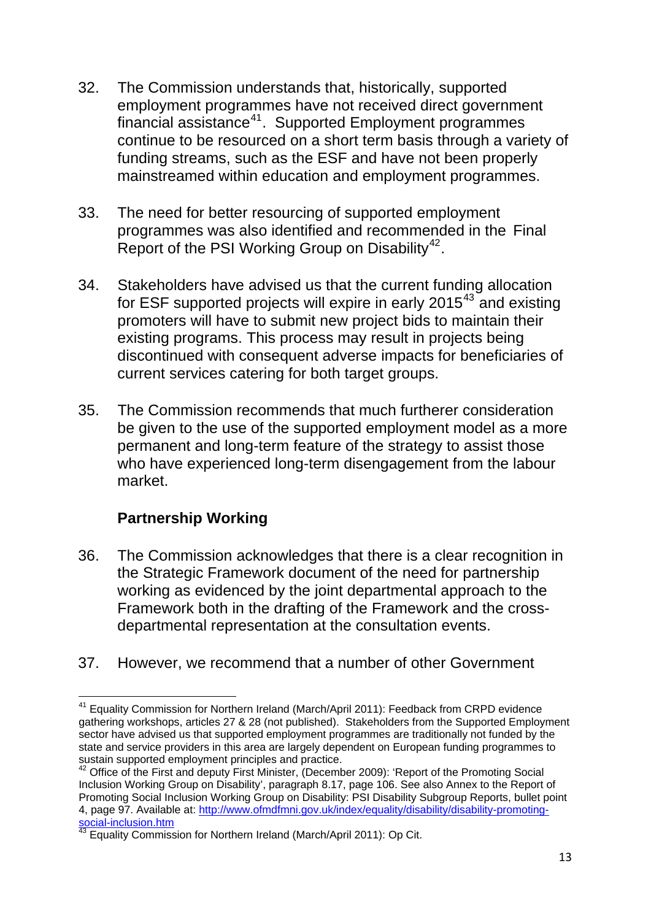32. The Commission understands that, historically, supported employment programmes have not received direct government financial assistance[41]. Supported Employment programmes continue to be resourced on a short term basis through a variety of funding streams, such as the ESF and have not been properly mainstreamed within education and employment programmes.

33. The need for better resourcing of supported employment programmes was also identified and recommended in the Final Report of the PSI Working Group on Disability[42].

34. Stakeholders have advised us that the current funding allocation for ESF supported projects will expire in early 2015[43] and existing promoters will have to submit new project bids to maintain their existing programs. This process may result in projects being discontinued with consequent adverse impacts for beneficiaries of current services catering for both target groups.

35. The Commission recommends that much furtherer consideration be given to the use of the supported employment model as a more permanent and long-term feature of the strategy to assist those who have experienced long-term disengagement from the labour market.

### Partnership Working

36. The Commission acknowledges that there is a clear recognition in the Strategic Framework document of the need for partnership working as evidenced by the joint departmental approach to the Framework both in the drafting of the Framework and the cross-departmental representation at the consultation events.

37. However, we recommend that a number of other Government

---

[41] Equality Commission for Northern Ireland (March/April 2011): Feedback from CRPD evidence gathering workshops, articles 27 & 28 (not published). Stakeholders from the Supported Employment sector have advised us that supported employment programmes are traditionally not funded by the state and service providers in this area are largely dependent on European funding programmes to sustain supported employment principles and practice.

[42] Office of the First and deputy First Minister, (December 2009): 'Report of the Promoting Social Inclusion Working Group on Disability', paragraph 8.17, page 106. See also Annex to the Report of Promoting Social Inclusion Working Group on Disability: PSI Disability Subgroup Reports, bullet point 4, page 97. Available at: http://www.ofmdfmni.gov.uk/index/equality/disability/disability-promoting-social-inclusion.htm

[43] Equality Commission for Northern Ireland (March/April 2011): Op Cit.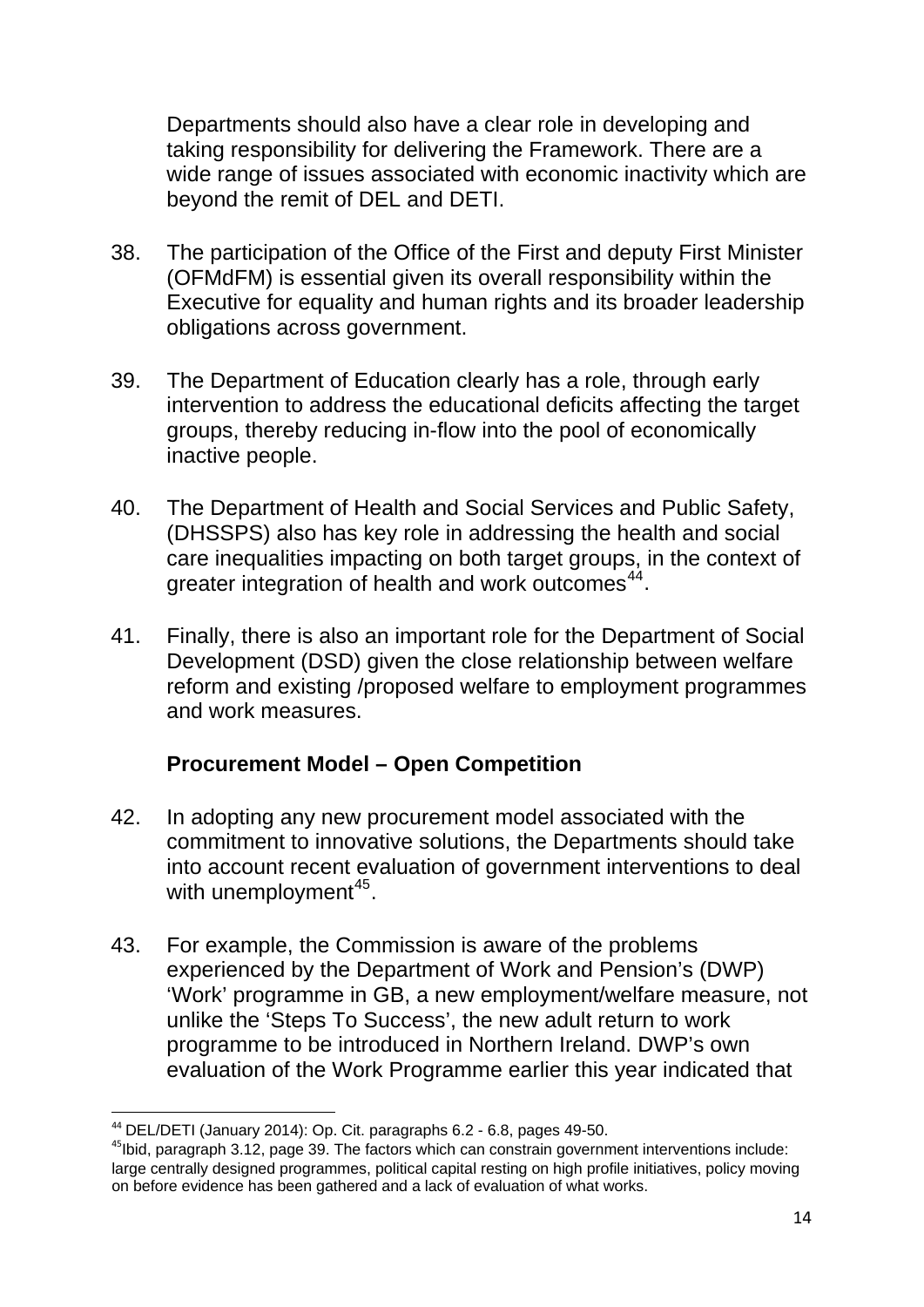Departments should also have a clear role in developing and taking responsibility for delivering the Framework. There are a wide range of issues associated with economic inactivity which are beyond the remit of DEL and DETI.

38. The participation of the Office of the First and deputy First Minister (OFMdFM) is essential given its overall responsibility within the Executive for equality and human rights and its broader leadership obligations across government.

39. The Department of Education clearly has a role, through early intervention to address the educational deficits affecting the target groups, thereby reducing in-flow into the pool of economically inactive people.

40. The Department of Health and Social Services and Public Safety, (DHSSPS) also has key role in addressing the health and social care inequalities impacting on both target groups, in the context of greater integration of health and work outcomes[44].

41. Finally, there is also an important role for the Department of Social Development (DSD) given the close relationship between welfare reform and existing /proposed welfare to employment programmes and work measures.

**Procurement Model – Open Competition**

42. In adopting any new procurement model associated with the commitment to innovative solutions, the Departments should take into account recent evaluation of government interventions to deal with unemployment[45].

43. For example, the Commission is aware of the problems experienced by the Department of Work and Pension's (DWP) 'Work' programme in GB, a new employment/welfare measure, not unlike the 'Steps To Success', the new adult return to work programme to be introduced in Northern Ireland. DWP's own evaluation of the Work Programme earlier this year indicated that

---

[44] DEL/DETI (January 2014): Op. Cit. paragraphs 6.2 - 6.8, pages 49-50.

[45] Ibid, paragraph 3.12, page 39. The factors which can constrain government interventions include: large centrally designed programmes, political capital resting on high profile initiatives, policy moving on before evidence has been gathered and a lack of evaluation of what works.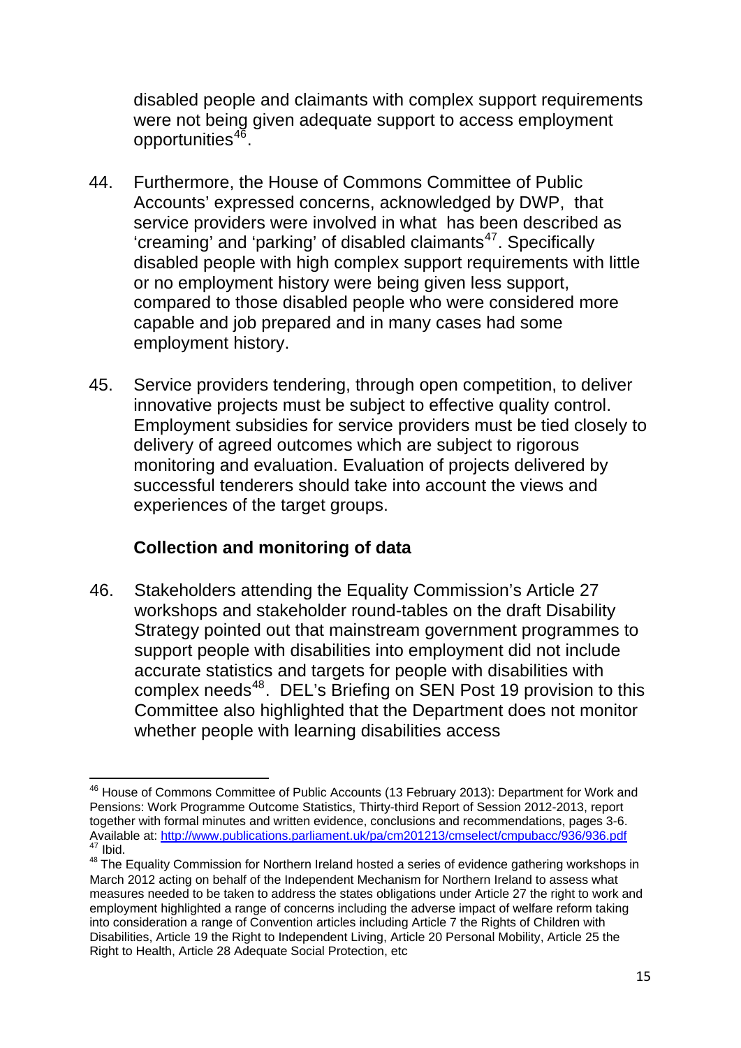disabled people and claimants with complex support requirements were not being given adequate support to access employment opportunities[46].

44. Furthermore, the House of Commons Committee of Public Accounts' expressed concerns, acknowledged by DWP, that service providers were involved in what has been described as 'creaming' and 'parking' of disabled claimants[47]. Specifically disabled people with high complex support requirements with little or no employment history were being given less support, compared to those disabled people who were considered more capable and job prepared and in many cases had some employment history.

45. Service providers tendering, through open competition, to deliver innovative projects must be subject to effective quality control. Employment subsidies for service providers must be tied closely to delivery of agreed outcomes which are subject to rigorous monitoring and evaluation. Evaluation of projects delivered by successful tenderers should take into account the views and experiences of the target groups.

**Collection and monitoring of data**

46. Stakeholders attending the Equality Commission's Article 27 workshops and stakeholder round-tables on the draft Disability Strategy pointed out that mainstream government programmes to support people with disabilities into employment did not include accurate statistics and targets for people with disabilities with complex needs[48]. DEL's Briefing on SEN Post 19 provision to this Committee also highlighted that the Department does not monitor whether people with learning disabilities access

---

[46] House of Commons Committee of Public Accounts (13 February 2013): Department for Work and Pensions: Work Programme Outcome Statistics, Thirty-third Report of Session 2012-2013, report together with formal minutes and written evidence, conclusions and recommendations, pages 3-6. Available at: http://www.publications.parliament.uk/pa/cm201213/cmselect/cmpubacc/936/936.pdf

[47] Ibid.

[48] The Equality Commission for Northern Ireland hosted a series of evidence gathering workshops in March 2012 acting on behalf of the Independent Mechanism for Northern Ireland to assess what measures needed to be taken to address the states obligations under Article 27 the right to work and employment highlighted a range of concerns including the adverse impact of welfare reform taking into consideration a range of Convention articles including Article 7 the Rights of Children with Disabilities, Article 19 the Right to Independent Living, Article 20 Personal Mobility, Article 25 the Right to Health, Article 28 Adequate Social Protection, etc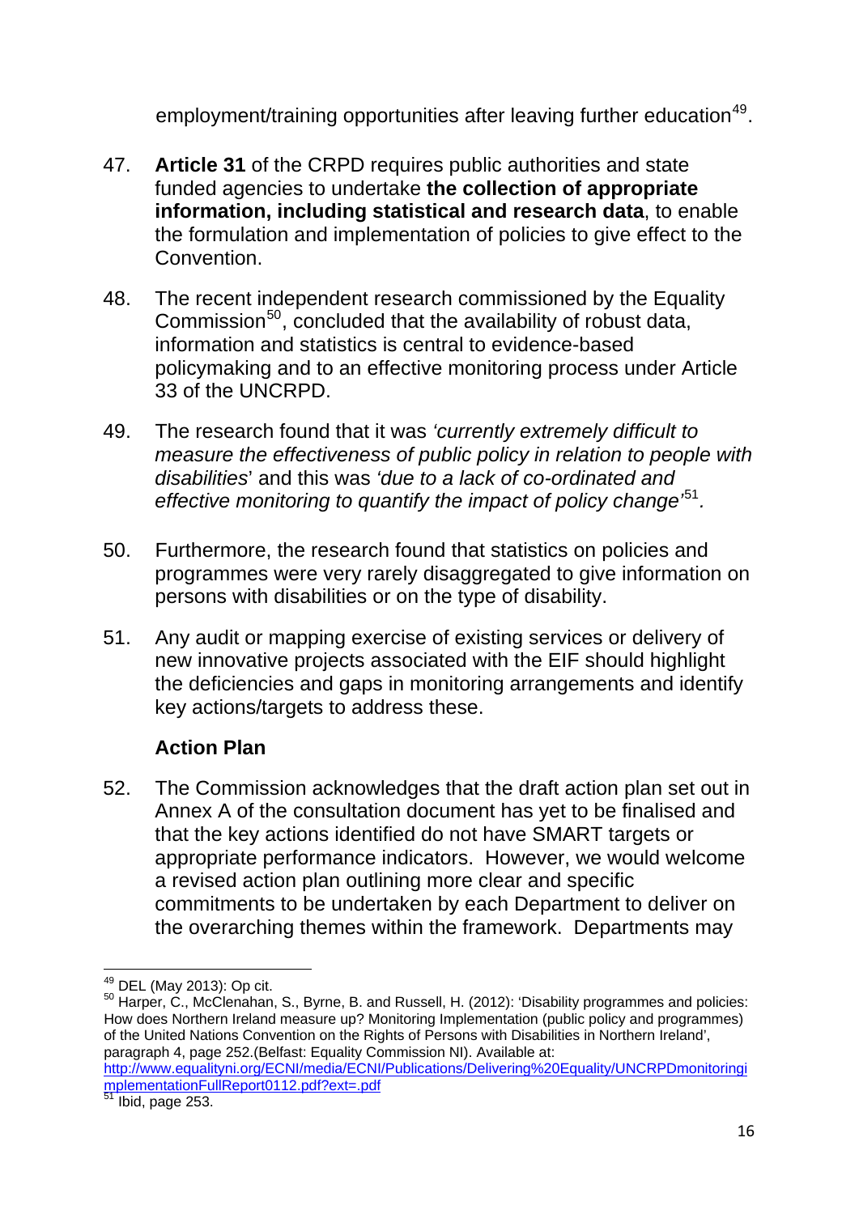employment/training opportunities after leaving further education[49].

47. **Article 31** of the CRPD requires public authorities and state funded agencies to undertake **the collection of appropriate information, including statistical and research data**, to enable the formulation and implementation of policies to give effect to the Convention.

48. The recent independent research commissioned by the Equality Commission[50], concluded that the availability of robust data, information and statistics is central to evidence-based policymaking and to an effective monitoring process under Article 33 of the UNCRPD.

49. The research found that it was *'currently extremely difficult to measure the effectiveness of public policy in relation to people with disabilities*' and this was *'due to a lack of co-ordinated and effective monitoring to quantify the impact of policy change'*[51].

50. Furthermore, the research found that statistics on policies and programmes were very rarely disaggregated to give information on persons with disabilities or on the type of disability.

51. Any audit or mapping exercise of existing services or delivery of new innovative projects associated with the EIF should highlight the deficiencies and gaps in monitoring arrangements and identify key actions/targets to address these.

**Action Plan**

52. The Commission acknowledges that the draft action plan set out in Annex A of the consultation document has yet to be finalised and that the key actions identified do not have SMART targets or appropriate performance indicators. However, we would welcome a revised action plan outlining more clear and specific commitments to be undertaken by each Department to deliver on the overarching themes within the framework. Departments may

---

[49] DEL (May 2013): Op cit.

[50] Harper, C., McClenahan, S., Byrne, B. and Russell, H. (2012): 'Disability programmes and policies: How does Northern Ireland measure up? Monitoring Implementation (public policy and programmes) of the United Nations Convention on the Rights of Persons with Disabilities in Northern Ireland', paragraph 4, page 252.(Belfast: Equality Commission NI). Available at: http://www.equalityni.org/ECNI/media/ECNI/Publications/Delivering%20Equality/UNCRPDmonitoringimplementationFullReport0112.pdf?ext=.pdf

[51] Ibid, page 253.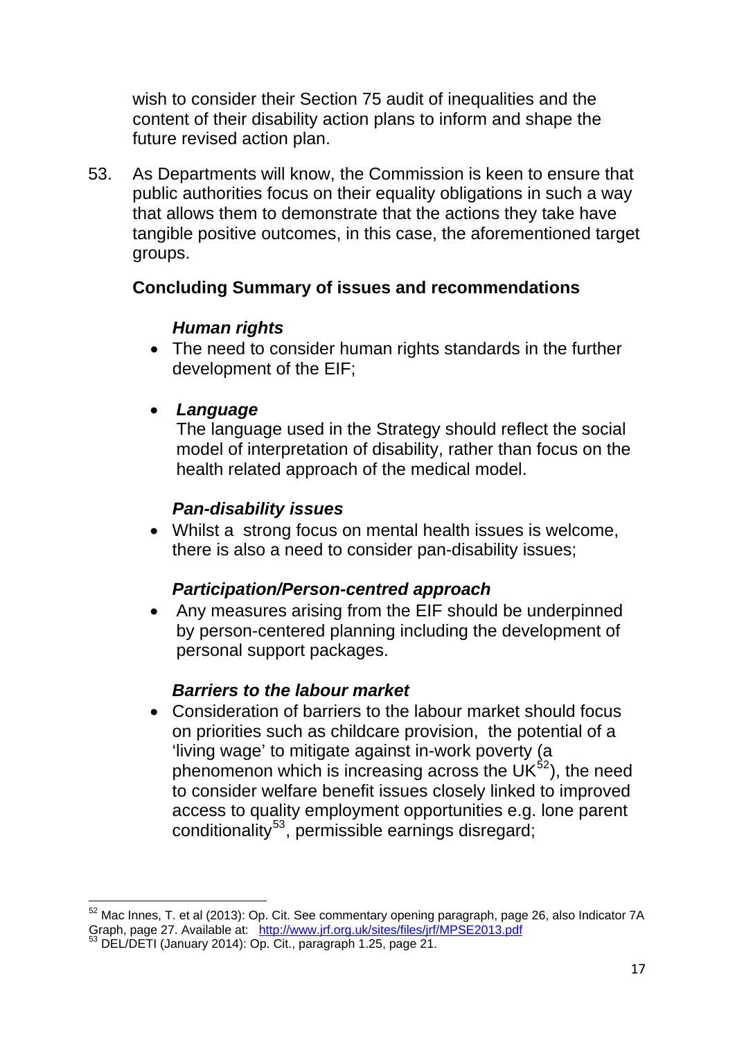wish to consider their Section 75 audit of inequalities and the content of their disability action plans to inform and shape the future revised action plan.

53. As Departments will know, the Commission is keen to ensure that public authorities focus on their equality obligations in such a way that allows them to demonstrate that the actions they take have tangible positive outcomes, in this case, the aforementioned target groups.

**Concluding Summary of issues and recommendations**

***Human rights***

- The need to consider human rights standards in the further development of the EIF;

- ***Language***
  The language used in the Strategy should reflect the social model of interpretation of disability, rather than focus on the health related approach of the medical model.

***Pan-disability issues***

- Whilst a strong focus on mental health issues is welcome, there is also a need to consider pan-disability issues;

***Participation/Person-centred approach***

- Any measures arising from the EIF should be underpinned by person-centered planning including the development of personal support packages.

***Barriers to the labour market***

- Consideration of barriers to the labour market should focus on priorities such as childcare provision, the potential of a 'living wage' to mitigate against in-work poverty (a phenomenon which is increasing across the UK[52]), the need to consider welfare benefit issues closely linked to improved access to quality employment opportunities e.g. lone parent conditionality[53], permissible earnings disregard;

---

[52] Mac Innes, T. et al (2013): Op. Cit. See commentary opening paragraph, page 26, also Indicator 7A Graph, page 27. Available at: http://www.jrf.org.uk/sites/files/jrf/MPSE2013.pdf

[53] DEL/DETI (January 2014): Op. Cit., paragraph 1.25, page 21.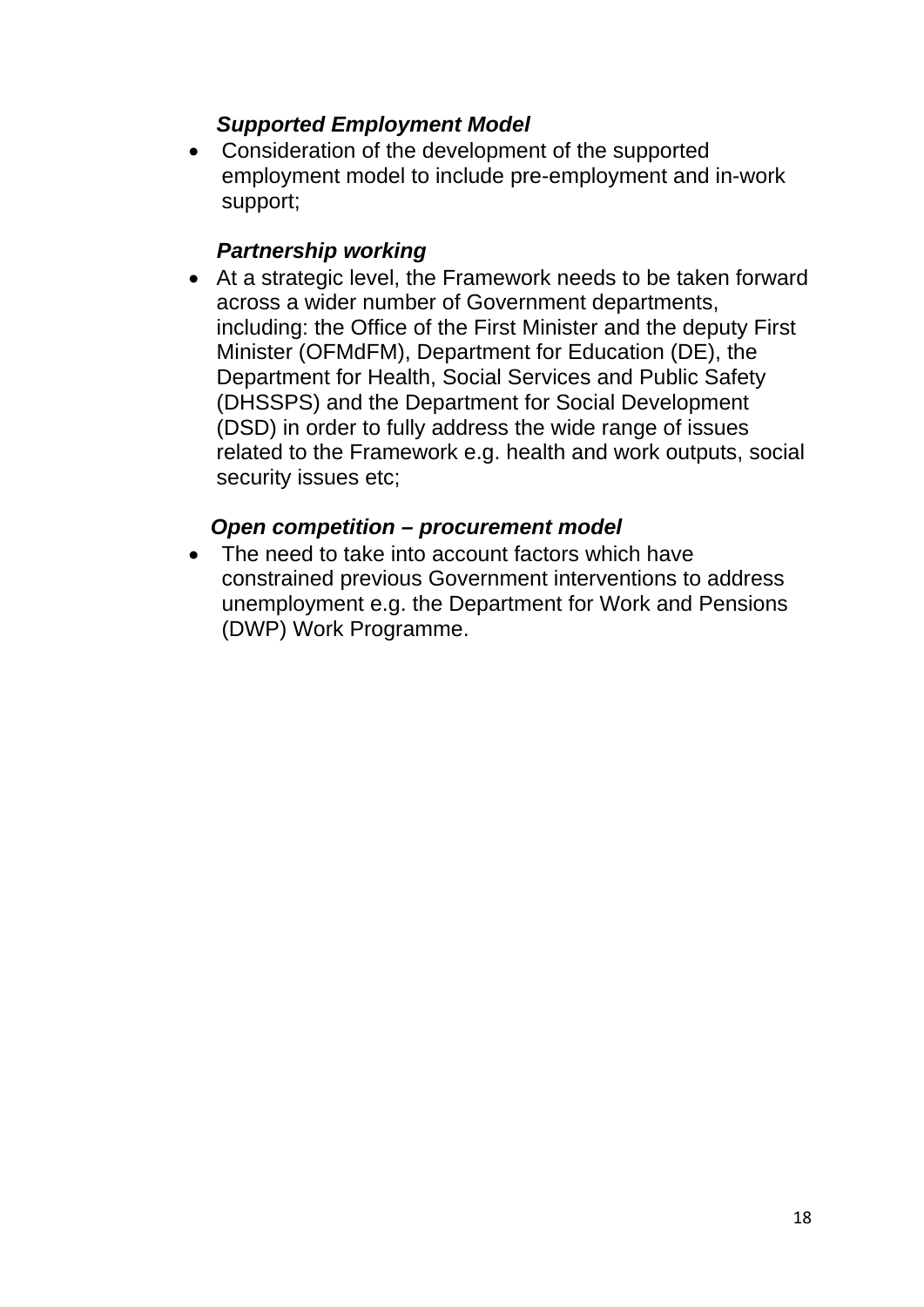***Supported Employment Model***

- Consideration of the development of the supported employment model to include pre-employment and in-work support;

***Partnership working***

- At a strategic level, the Framework needs to be taken forward across a wider number of Government departments, including: the Office of the First Minister and the deputy First Minister (OFMdFM), Department for Education (DE), the Department for Health, Social Services and Public Safety (DHSSPS) and the Department for Social Development (DSD) in order to fully address the wide range of issues related to the Framework e.g. health and work outputs, social security issues etc;

***Open competition – procurement model***

- The need to take into account factors which have constrained previous Government interventions to address unemployment e.g. the Department for Work and Pensions (DWP) Work Programme.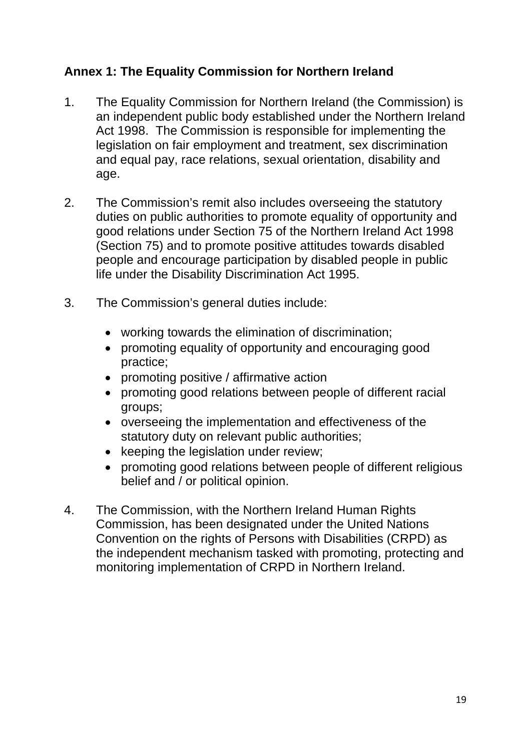**Annex 1: The Equality Commission for Northern Ireland**

1. The Equality Commission for Northern Ireland (the Commission) is an independent public body established under the Northern Ireland Act 1998. The Commission is responsible for implementing the legislation on fair employment and treatment, sex discrimination and equal pay, race relations, sexual orientation, disability and age.

2. The Commission's remit also includes overseeing the statutory duties on public authorities to promote equality of opportunity and good relations under Section 75 of the Northern Ireland Act 1998 (Section 75) and to promote positive attitudes towards disabled people and encourage participation by disabled people in public life under the Disability Discrimination Act 1995.

3. The Commission's general duties include:

   - working towards the elimination of discrimination;
   - promoting equality of opportunity and encouraging good practice;
   - promoting positive / affirmative action
   - promoting good relations between people of different racial groups;
   - overseeing the implementation and effectiveness of the statutory duty on relevant public authorities;
   - keeping the legislation under review;
   - promoting good relations between people of different religious belief and / or political opinion.

4. The Commission, with the Northern Ireland Human Rights Commission, has been designated under the United Nations Convention on the rights of Persons with Disabilities (CRPD) as the independent mechanism tasked with promoting, protecting and monitoring implementation of CRPD in Northern Ireland.